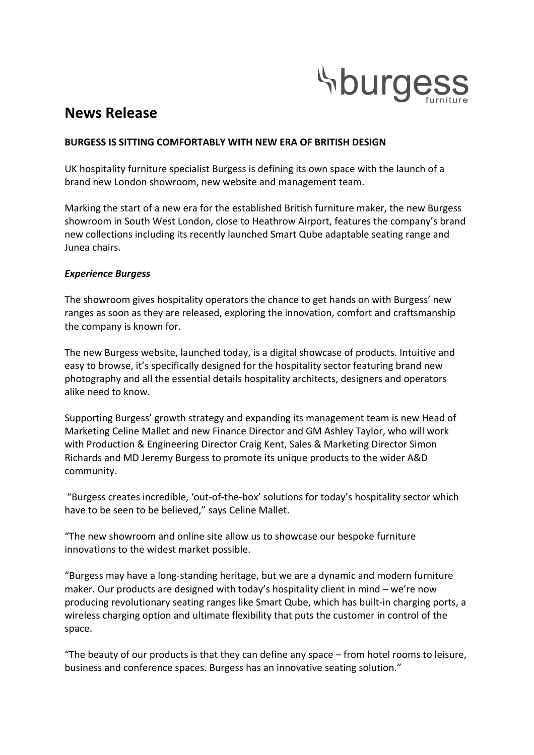# News Release

**BURGESS IS SITTING COMFORTABLY WITH NEW ERA OF BRITISH DESIGN**

UK hospitality furniture specialist Burgess is defining its own space with the launch of a brand new London showroom, new website and management team.

Marking the start of a new era for the established British furniture maker, the new Burgess showroom in South West London, close to Heathrow Airport, features the company's brand new collections including its recently launched Smart Qube adaptable seating range and Junea chairs.

***Experience Burgess***

The showroom gives hospitality operators the chance to get hands on with Burgess' new ranges as soon as they are released, exploring the innovation, comfort and craftsmanship the company is known for.

The new Burgess website, launched today, is a digital showcase of products. Intuitive and easy to browse, it's specifically designed for the hospitality sector featuring brand new photography and all the essential details hospitality architects, designers and operators alike need to know.

Supporting Burgess' growth strategy and expanding its management team is new Head of Marketing Celine Mallet and new Finance Director and GM Ashley Taylor, who will work with Production & Engineering Director Craig Kent, Sales & Marketing Director Simon Richards and MD Jeremy Burgess to promote its unique products to the wider A&D community.

"Burgess creates incredible, 'out-of-the-box' solutions for today's hospitality sector which have to be seen to be believed," says Celine Mallet.

"The new showroom and online site allow us to showcase our bespoke furniture innovations to the widest market possible.

"Burgess may have a long-standing heritage, but we are a dynamic and modern furniture maker. Our products are designed with today's hospitality client in mind – we're now producing revolutionary seating ranges like Smart Qube, which has built-in charging ports, a wireless charging option and ultimate flexibility that puts the customer in control of the space.

"The beauty of our products is that they can define any space – from hotel rooms to leisure, business and conference spaces. Burgess has an innovative seating solution."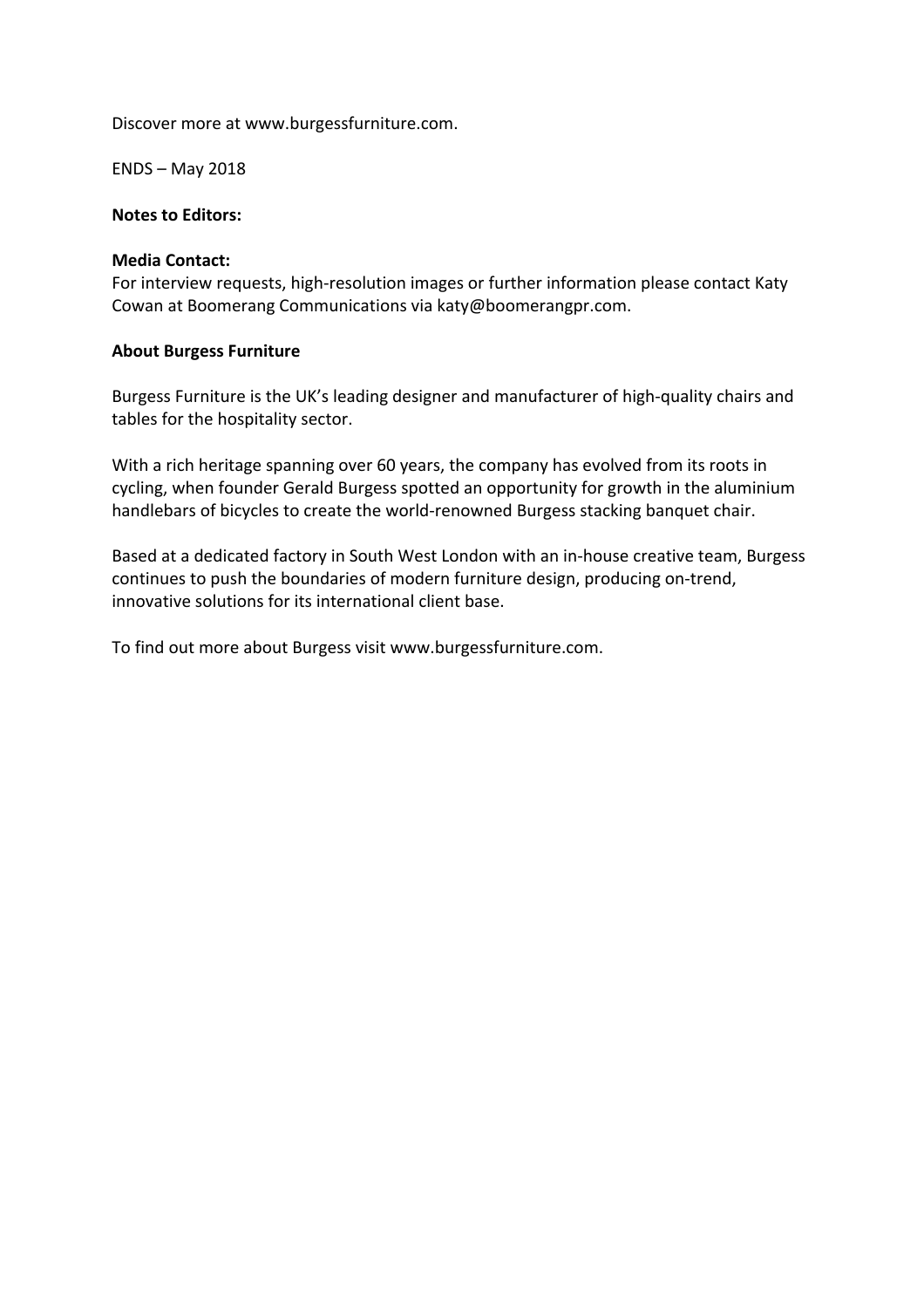Discover more at www.burgessfurniture.com.

ENDS – May 2018

**Notes to Editors:**

**Media Contact:**
For interview requests, high-resolution images or further information please contact Katy Cowan at Boomerang Communications via katy@boomerangpr.com.

**About Burgess Furniture**

Burgess Furniture is the UK's leading designer and manufacturer of high-quality chairs and tables for the hospitality sector.

With a rich heritage spanning over 60 years, the company has evolved from its roots in cycling, when founder Gerald Burgess spotted an opportunity for growth in the aluminium handlebars of bicycles to create the world-renowned Burgess stacking banquet chair.

Based at a dedicated factory in South West London with an in-house creative team, Burgess continues to push the boundaries of modern furniture design, producing on-trend, innovative solutions for its international client base.

To find out more about Burgess visit www.burgessfurniture.com.